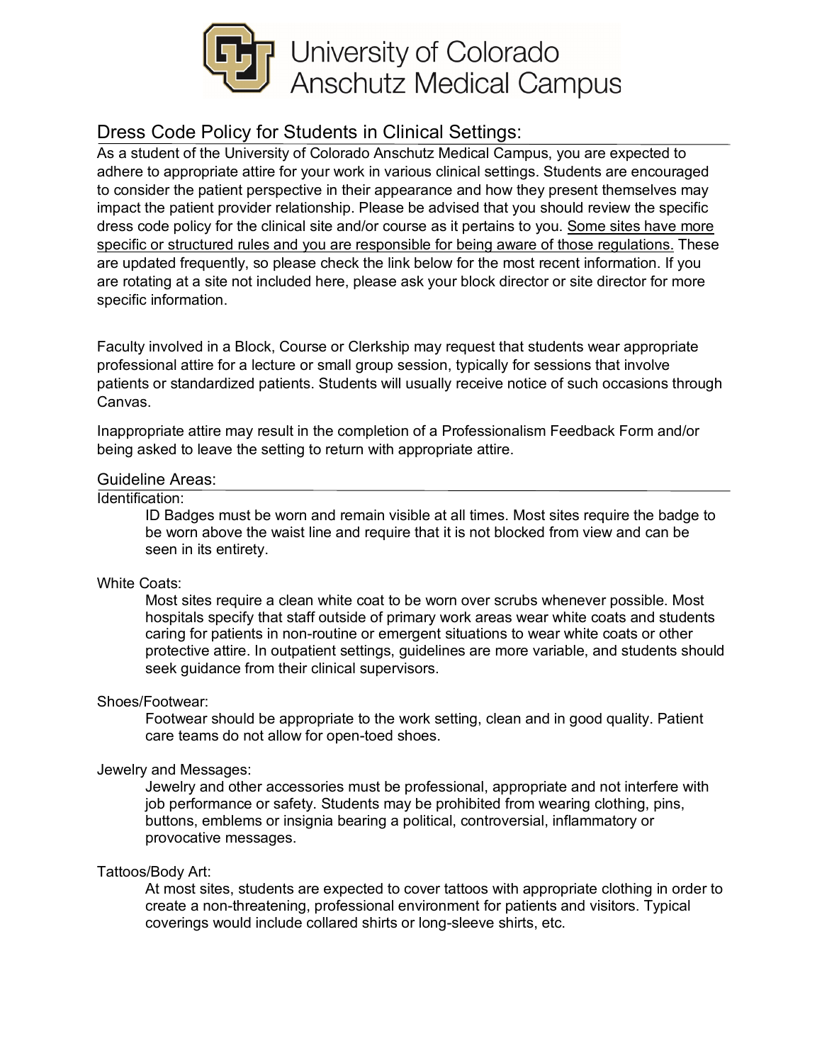# University of Colorado Anschutz Medical Campus

## Dress Code Policy for Students in Clinical Settings:

As a student of the University of Colorado Anschutz Medical Campus, you are expected to adhere to appropriate attire for your work in various clinical settings. Students are encouraged to consider the patient perspective in their appearance and how they present themselves may impact the patient provider relationship. Please be advised that you should review the specific dress code policy for the clinical site and/or course as it pertains to you. <u>Some sites have more specific or structured rules and you are responsible for being aware of those regulations.</u> These are updated frequently, so please check the link below for the most recent information. If you are rotating at a site not included here, please ask your block director or site director for more specific information.

Faculty involved in a Block, Course or Clerkship may request that students wear appropriate professional attire for a lecture or small group session, typically for sessions that involve patients or standardized patients. Students will usually receive notice of such occasions through Canvas.

Inappropriate attire may result in the completion of a Professionalism Feedback Form and/or being asked to leave the setting to return with appropriate attire.

## Guideline Areas:

### Identification:

ID Badges must be worn and remain visible at all times. Most sites require the badge to be worn above the waist line and require that it is not blocked from view and can be seen in its entirety.

### White Coats:

Most sites require a clean white coat to be worn over scrubs whenever possible. Most hospitals specify that staff outside of primary work areas wear white coats and students caring for patients in non-routine or emergent situations to wear white coats or other protective attire. In outpatient settings, guidelines are more variable, and students should seek guidance from their clinical supervisors.

### Shoes/Footwear:

Footwear should be appropriate to the work setting, clean and in good quality. Patient care teams do not allow for open-toed shoes.

### Jewelry and Messages:

Jewelry and other accessories must be professional, appropriate and not interfere with job performance or safety. Students may be prohibited from wearing clothing, pins, buttons, emblems or insignia bearing a political, controversial, inflammatory or provocative messages.

### Tattoos/Body Art:

At most sites, students are expected to cover tattoos with appropriate clothing in order to create a non-threatening, professional environment for patients and visitors. Typical coverings would include collared shirts or long-sleeve shirts, etc.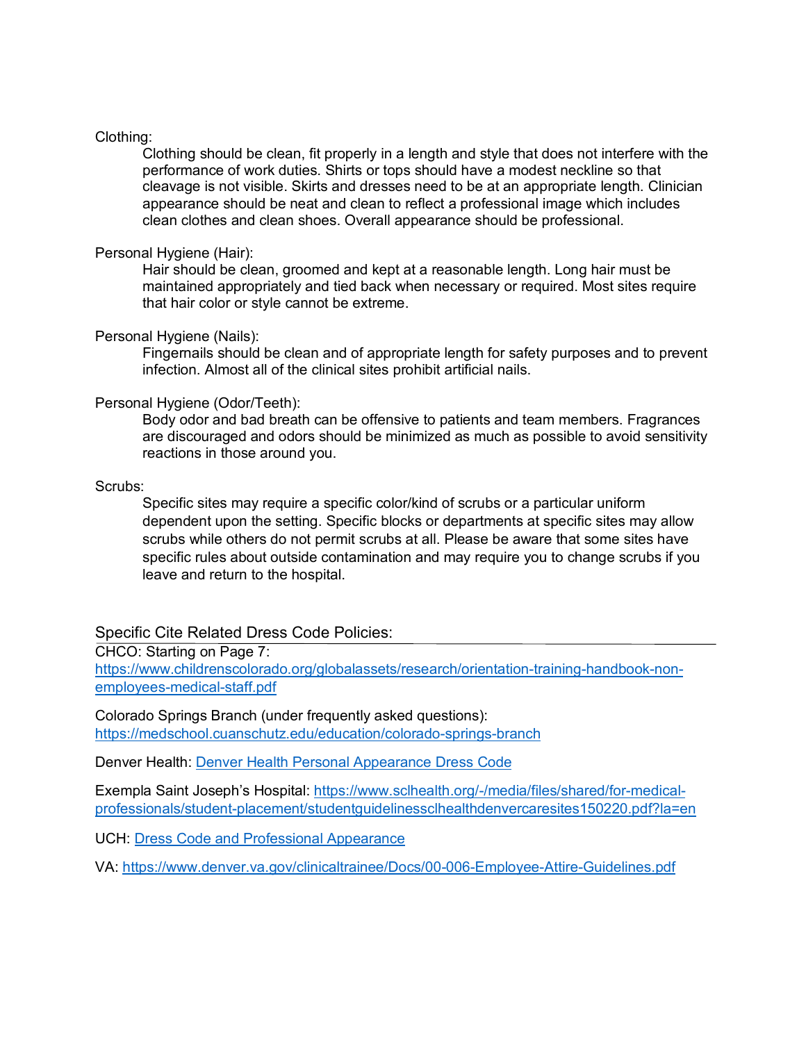Clothing:

Clothing should be clean, fit properly in a length and style that does not interfere with the performance of work duties. Shirts or tops should have a modest neckline so that cleavage is not visible. Skirts and dresses need to be at an appropriate length. Clinician appearance should be neat and clean to reflect a professional image which includes clean clothes and clean shoes. Overall appearance should be professional.

Personal Hygiene (Hair):

Hair should be clean, groomed and kept at a reasonable length. Long hair must be maintained appropriately and tied back when necessary or required. Most sites require that hair color or style cannot be extreme.

Personal Hygiene (Nails):

Fingernails should be clean and of appropriate length for safety purposes and to prevent infection. Almost all of the clinical sites prohibit artificial nails.

Personal Hygiene (Odor/Teeth):

Body odor and bad breath can be offensive to patients and team members. Fragrances are discouraged and odors should be minimized as much as possible to avoid sensitivity reactions in those around you.

Scrubs:

Specific sites may require a specific color/kind of scrubs or a particular uniform dependent upon the setting. Specific blocks or departments at specific sites may allow scrubs while others do not permit scrubs at all. Please be aware that some sites have specific rules about outside contamination and may require you to change scrubs if you leave and return to the hospital.

## Specific Cite Related Dress Code Policies:

CHCO: Starting on Page 7:
https://www.childrenscolorado.org/globalassets/research/orientation-training-handbook-non-employees-medical-staff.pdf

Colorado Springs Branch (under frequently asked questions):
https://medschool.cuanschutz.edu/education/colorado-springs-branch

Denver Health: Denver Health Personal Appearance Dress Code

Exempla Saint Joseph's Hospital: https://www.sclhealth.org/-/media/files/shared/for-medical-professionals/student-placement/studentguidelinessclhealthdenvercaresites150220.pdf?la=en

UCH: Dress Code and Professional Appearance

VA: https://www.denver.va.gov/clinicaltrainee/Docs/00-006-Employee-Attire-Guidelines.pdf